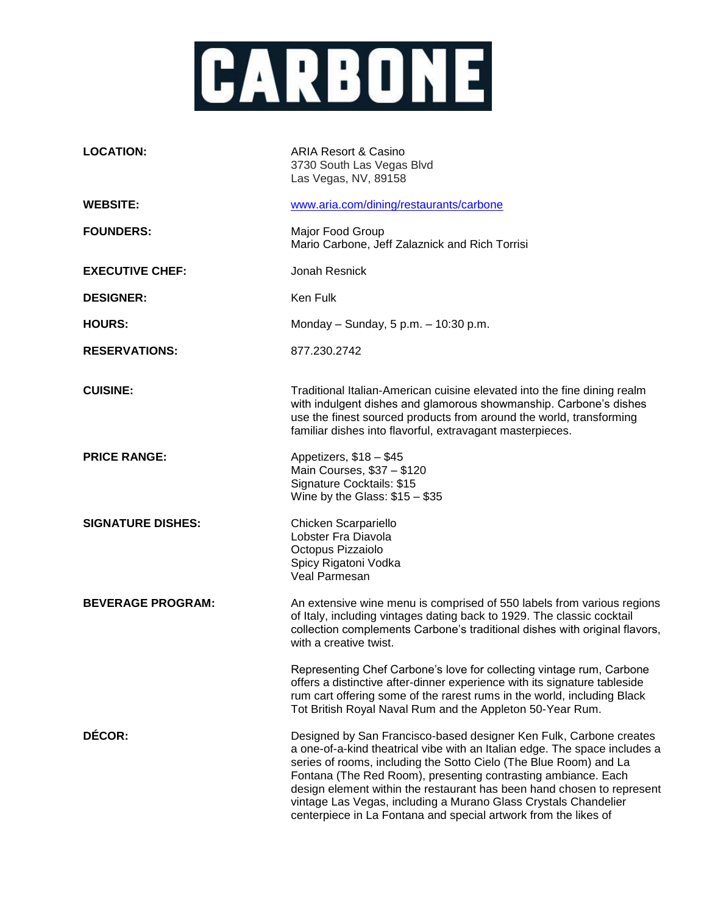# CARBONE

| | |
|---|---|
| **LOCATION:** | ARIA Resort & Casino<br>3730 South Las Vegas Blvd<br>Las Vegas, NV, 89158 |
| **WEBSITE:** | www.aria.com/dining/restaurants/carbone |
| **FOUNDERS:** | Major Food Group<br>Mario Carbone, Jeff Zalaznick and Rich Torrisi |
| **EXECUTIVE CHEF:** | Jonah Resnick |
| **DESIGNER:** | Ken Fulk |
| **HOURS:** | Monday – Sunday, 5 p.m. – 10:30 p.m. |
| **RESERVATIONS:** | 877.230.2742 |
| **CUISINE:** | Traditional Italian-American cuisine elevated into the fine dining realm with indulgent dishes and glamorous showmanship. Carbone's dishes use the finest sourced products from around the world, transforming familiar dishes into flavorful, extravagant masterpieces. |
| **PRICE RANGE:** | Appetizers, $18 – $45<br>Main Courses, $37 – $120<br>Signature Cocktails: $15<br>Wine by the Glass: $15 – $35 |
| **SIGNATURE DISHES:** | Chicken Scarpariello<br>Lobster Fra Diavola<br>Octopus Pizzaiolo<br>Spicy Rigatoni Vodka<br>Veal Parmesan |
| **BEVERAGE PROGRAM:** | An extensive wine menu is comprised of 550 labels from various regions of Italy, including vintages dating back to 1929. The classic cocktail collection complements Carbone's traditional dishes with original flavors, with a creative twist.<br><br>Representing Chef Carbone's love for collecting vintage rum, Carbone offers a distinctive after-dinner experience with its signature tableside rum cart offering some of the rarest rums in the world, including Black Tot British Royal Naval Rum and the Appleton 50-Year Rum. |
| **DÉCOR:** | Designed by San Francisco-based designer Ken Fulk, Carbone creates a one-of-a-kind theatrical vibe with an Italian edge. The space includes a series of rooms, including the Sotto Cielo (The Blue Room) and La Fontana (The Red Room), presenting contrasting ambiance. Each design element within the restaurant has been hand chosen to represent vintage Las Vegas, including a Murano Glass Crystals Chandelier centerpiece in La Fontana and special artwork from the likes of |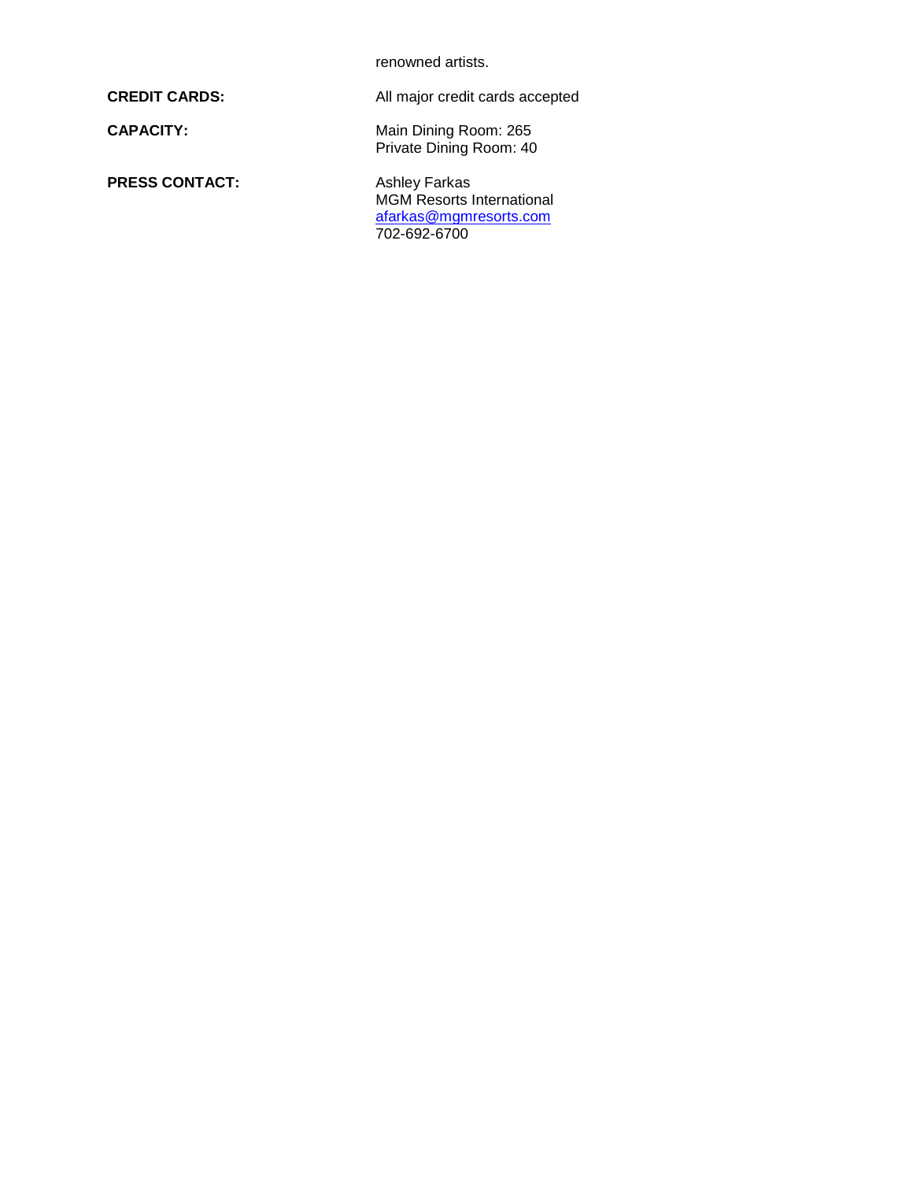renowned artists.

**CREDIT CARDS:** All major credit cards accepted

**CAPACITY:** Main Dining Room: 265
Private Dining Room: 40

**PRESS CONTACT:** Ashley Farkas
MGM Resorts International
afarkas@mgmresorts.com
702-692-6700